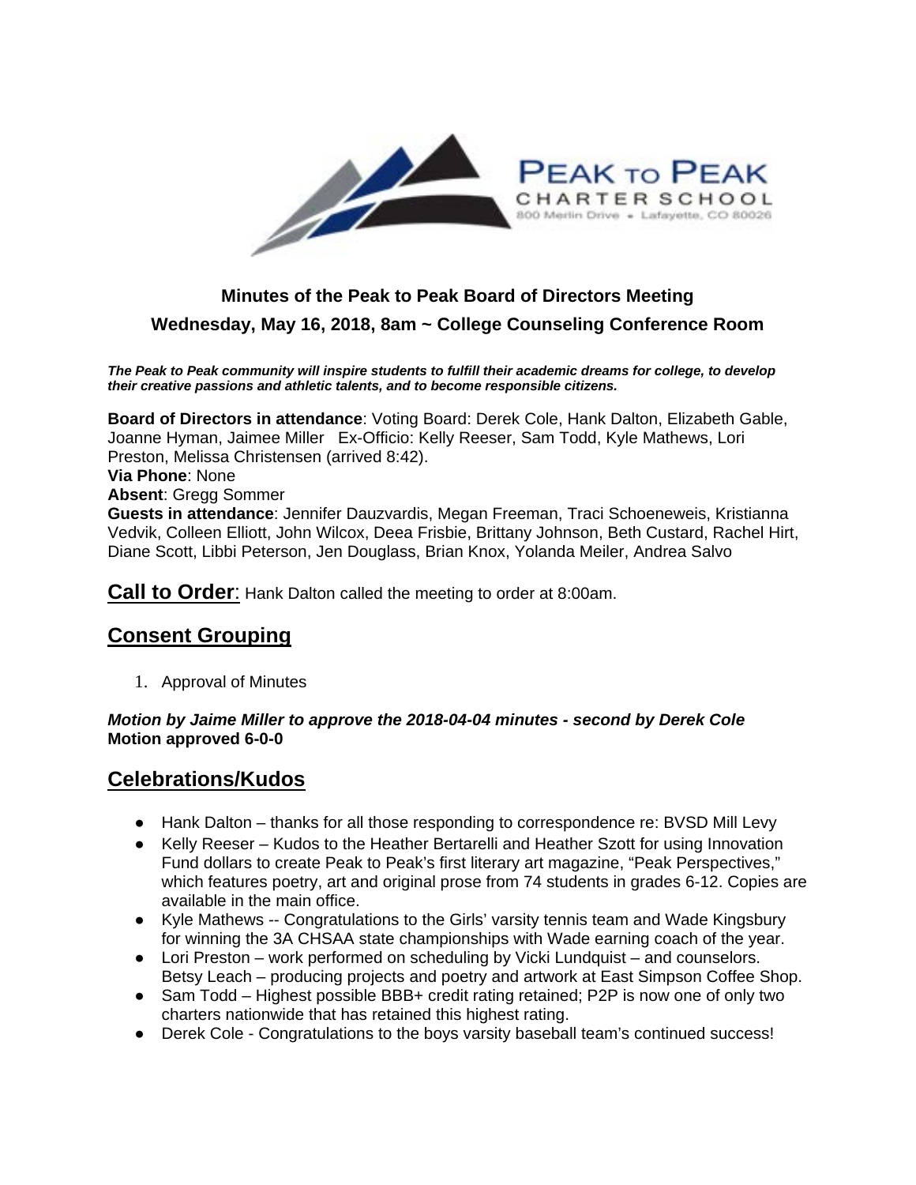# Minutes of the Peak to Peak Board of Directors Meeting

## Wednesday, May 16, 2018, 8am ~ College Counseling Conference Room

***The Peak to Peak community will inspire students to fulfill their academic dreams for college, to develop their creative passions and athletic talents, and to become responsible citizens.***

**Board of Directors in attendance**: Voting Board: Derek Cole, Hank Dalton, Elizabeth Gable, Joanne Hyman, Jaimee Miller Ex-Officio: Kelly Reeser, Sam Todd, Kyle Mathews, Lori Preston, Melissa Christensen (arrived 8:42).
**Via Phone**: None
**Absent**: Gregg Sommer
**Guests in attendance**: Jennifer Dauzvardis, Megan Freeman, Traci Schoeneweis, Kristianna Vedvik, Colleen Elliott, John Wilcox, Deea Frisbie, Brittany Johnson, Beth Custard, Rachel Hirt, Diane Scott, Libbi Peterson, Jen Douglass, Brian Knox, Yolanda Meiler, Andrea Salvo

## Call to Order: 
Hank Dalton called the meeting to order at 8:00am.

## Consent Grouping

1. Approval of Minutes

***Motion by Jaime Miller to approve the 2018-04-04 minutes - second by Derek Cole***
**Motion approved 6-0-0**

## Celebrations/Kudos

- Hank Dalton – thanks for all those responding to correspondence re: BVSD Mill Levy
- Kelly Reeser – Kudos to the Heather Bertarelli and Heather Szott for using Innovation Fund dollars to create Peak to Peak's first literary art magazine, "Peak Perspectives," which features poetry, art and original prose from 74 students in grades 6-12. Copies are available in the main office.
- Kyle Mathews -- Congratulations to the Girls' varsity tennis team and Wade Kingsbury for winning the 3A CHSAA state championships with Wade earning coach of the year.
- Lori Preston – work performed on scheduling by Vicki Lundquist – and counselors. Betsy Leach – producing projects and poetry and artwork at East Simpson Coffee Shop.
- Sam Todd – Highest possible BBB+ credit rating retained; P2P is now one of only two charters nationwide that has retained this highest rating.
- Derek Cole - Congratulations to the boys varsity baseball team's continued success!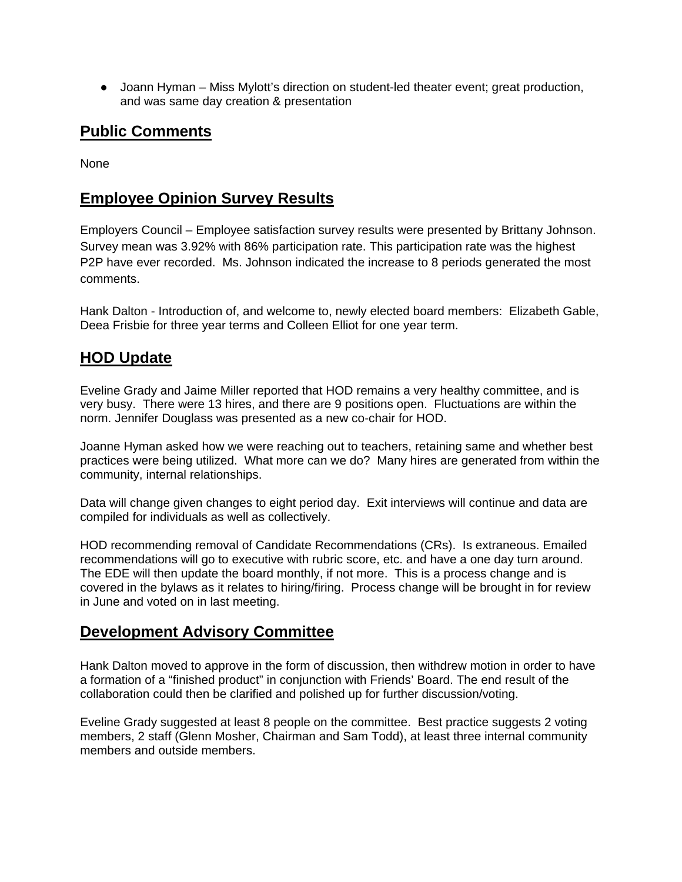- Joann Hyman – Miss Mylott's direction on student-led theater event; great production, and was same day creation & presentation

## Public Comments

None

## Employee Opinion Survey Results

Employers Council – Employee satisfaction survey results were presented by Brittany Johnson. Survey mean was 3.92% with 86% participation rate. This participation rate was the highest P2P have ever recorded. Ms. Johnson indicated the increase to 8 periods generated the most comments.

Hank Dalton - Introduction of, and welcome to, newly elected board members: Elizabeth Gable, Deea Frisbie for three year terms and Colleen Elliot for one year term.

## HOD Update

Eveline Grady and Jaime Miller reported that HOD remains a very healthy committee, and is very busy. There were 13 hires, and there are 9 positions open. Fluctuations are within the norm. Jennifer Douglass was presented as a new co-chair for HOD.

Joanne Hyman asked how we were reaching out to teachers, retaining same and whether best practices were being utilized. What more can we do? Many hires are generated from within the community, internal relationships.

Data will change given changes to eight period day. Exit interviews will continue and data are compiled for individuals as well as collectively.

HOD recommending removal of Candidate Recommendations (CRs). Is extraneous. Emailed recommendations will go to executive with rubric score, etc. and have a one day turn around. The EDE will then update the board monthly, if not more. This is a process change and is covered in the bylaws as it relates to hiring/firing. Process change will be brought in for review in June and voted on in last meeting.

## Development Advisory Committee

Hank Dalton moved to approve in the form of discussion, then withdrew motion in order to have a formation of a "finished product" in conjunction with Friends' Board. The end result of the collaboration could then be clarified and polished up for further discussion/voting.

Eveline Grady suggested at least 8 people on the committee. Best practice suggests 2 voting members, 2 staff (Glenn Mosher, Chairman and Sam Todd), at least three internal community members and outside members.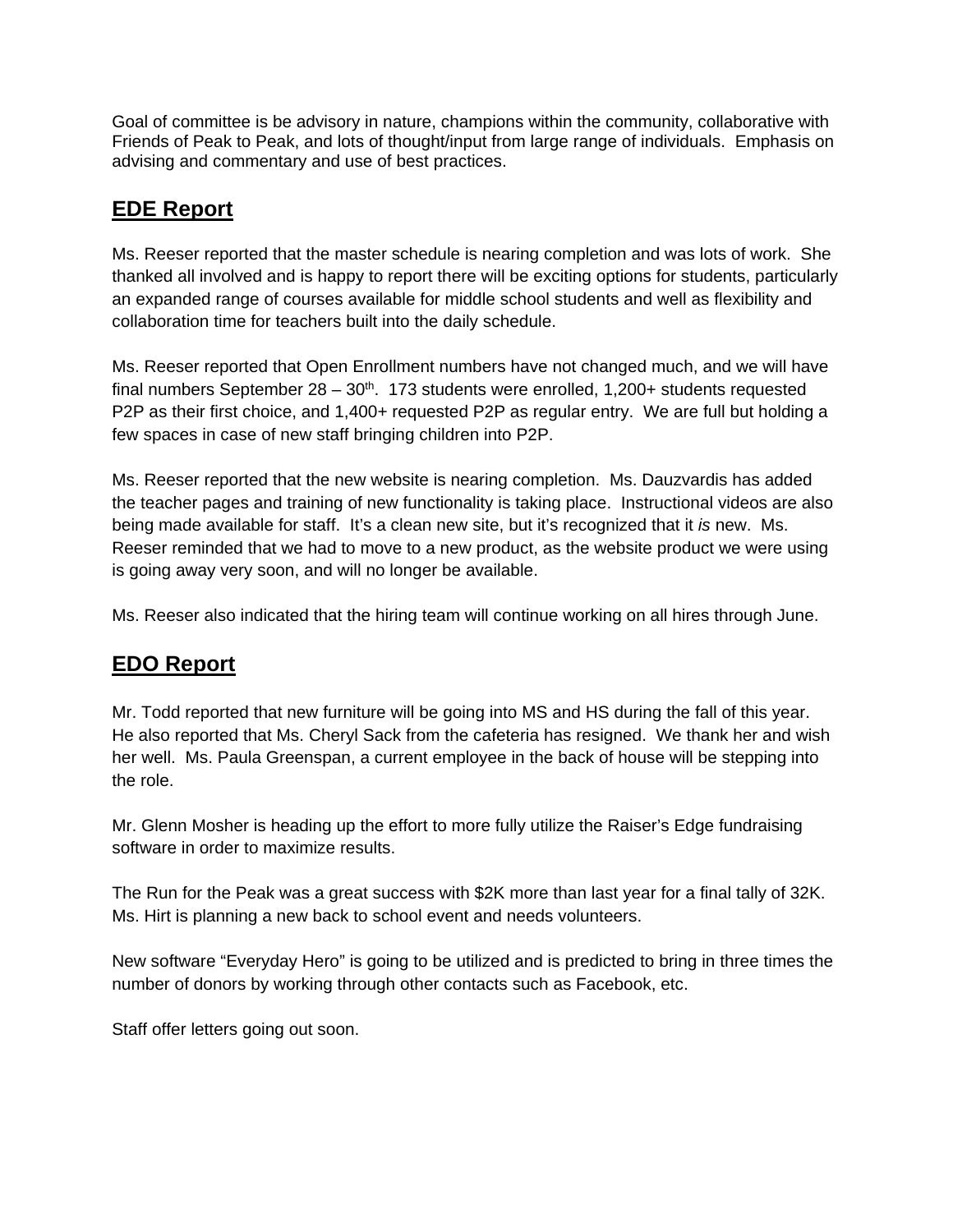Goal of committee is be advisory in nature, champions within the community, collaborative with Friends of Peak to Peak, and lots of thought/input from large range of individuals. Emphasis on advising and commentary and use of best practices.

## EDE Report

Ms. Reeser reported that the master schedule is nearing completion and was lots of work. She thanked all involved and is happy to report there will be exciting options for students, particularly an expanded range of courses available for middle school students and well as flexibility and collaboration time for teachers built into the daily schedule.

Ms. Reeser reported that Open Enrollment numbers have not changed much, and we will have final numbers September 28 – 30th. 173 students were enrolled, 1,200+ students requested P2P as their first choice, and 1,400+ requested P2P as regular entry. We are full but holding a few spaces in case of new staff bringing children into P2P.

Ms. Reeser reported that the new website is nearing completion. Ms. Dauzvardis has added the teacher pages and training of new functionality is taking place. Instructional videos are also being made available for staff. It's a clean new site, but it's recognized that it *is* new. Ms. Reeser reminded that we had to move to a new product, as the website product we were using is going away very soon, and will no longer be available.

Ms. Reeser also indicated that the hiring team will continue working on all hires through June.

## EDO Report

Mr. Todd reported that new furniture will be going into MS and HS during the fall of this year. He also reported that Ms. Cheryl Sack from the cafeteria has resigned. We thank her and wish her well. Ms. Paula Greenspan, a current employee in the back of house will be stepping into the role.

Mr. Glenn Mosher is heading up the effort to more fully utilize the Raiser's Edge fundraising software in order to maximize results.

The Run for the Peak was a great success with $2K more than last year for a final tally of 32K. Ms. Hirt is planning a new back to school event and needs volunteers.

New software "Everyday Hero" is going to be utilized and is predicted to bring in three times the number of donors by working through other contacts such as Facebook, etc.

Staff offer letters going out soon.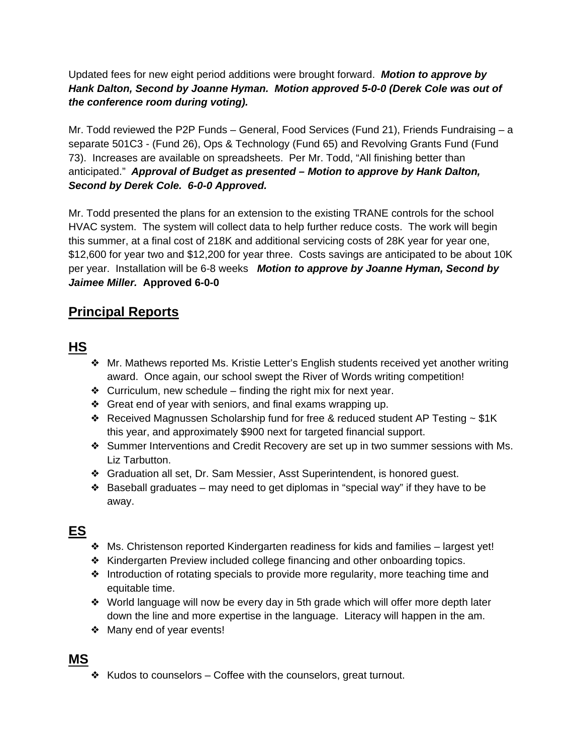Updated fees for new eight period additions were brought forward. ***Motion to approve by Hank Dalton, Second by Joanne Hyman. Motion approved 5-0-0 (Derek Cole was out of the conference room during voting).***

Mr. Todd reviewed the P2P Funds – General, Food Services (Fund 21), Friends Fundraising – a separate 501C3 - (Fund 26), Ops & Technology (Fund 65) and Revolving Grants Fund (Fund 73). Increases are available on spreadsheets. Per Mr. Todd, "All finishing better than anticipated." ***Approval of Budget as presented – Motion to approve by Hank Dalton, Second by Derek Cole. 6-0-0 Approved.***

Mr. Todd presented the plans for an extension to the existing TRANE controls for the school HVAC system. The system will collect data to help further reduce costs. The work will begin this summer, at a final cost of 218K and additional servicing costs of 28K year for year one, $12,600 for year two and $12,200 for year three. Costs savings are anticipated to be about 10K per year. Installation will be 6-8 weeks ***Motion to approve by Joanne Hyman, Second by Jaimee Miller.*** **Approved 6-0-0**

## Principal Reports

## HS

- Mr. Mathews reported Ms. Kristie Letter's English students received yet another writing award. Once again, our school swept the River of Words writing competition!
- Curriculum, new schedule – finding the right mix for next year.
- Great end of year with seniors, and final exams wrapping up.
- Received Magnussen Scholarship fund for free & reduced student AP Testing ~ $1K this year, and approximately $900 next for targeted financial support.
- Summer Interventions and Credit Recovery are set up in two summer sessions with Ms. Liz Tarbutton.
- Graduation all set, Dr. Sam Messier, Asst Superintendent, is honored guest.
- Baseball graduates – may need to get diplomas in "special way" if they have to be away.

## ES

- Ms. Christenson reported Kindergarten readiness for kids and families – largest yet!
- Kindergarten Preview included college financing and other onboarding topics.
- Introduction of rotating specials to provide more regularity, more teaching time and equitable time.
- World language will now be every day in 5th grade which will offer more depth later down the line and more expertise in the language. Literacy will happen in the am.
- Many end of year events!

## MS

- Kudos to counselors – Coffee with the counselors, great turnout.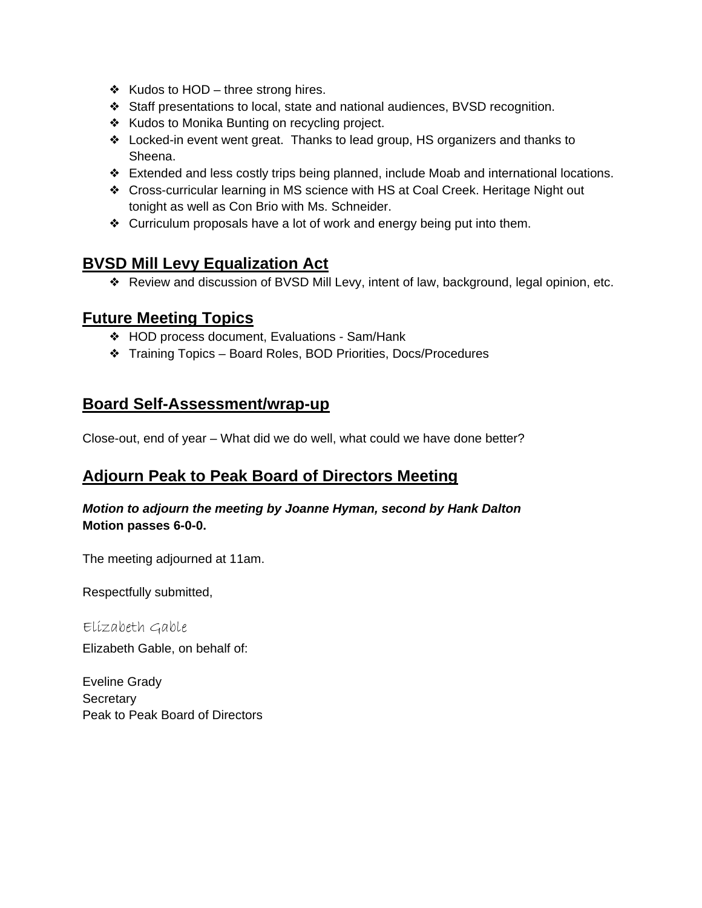- Kudos to HOD – three strong hires.
- Staff presentations to local, state and national audiences, BVSD recognition.
- Kudos to Monika Bunting on recycling project.
- Locked-in event went great. Thanks to lead group, HS organizers and thanks to Sheena.
- Extended and less costly trips being planned, include Moab and international locations.
- Cross-curricular learning in MS science with HS at Coal Creek. Heritage Night out tonight as well as Con Brio with Ms. Schneider.
- Curriculum proposals have a lot of work and energy being put into them.

## BVSD Mill Levy Equalization Act

- Review and discussion of BVSD Mill Levy, intent of law, background, legal opinion, etc.

## Future Meeting Topics

- HOD process document, Evaluations - Sam/Hank
- Training Topics – Board Roles, BOD Priorities, Docs/Procedures

## Board Self-Assessment/wrap-up

Close-out, end of year – What did we do well, what could we have done better?

## Adjourn Peak to Peak Board of Directors Meeting

***Motion to adjourn the meeting by Joanne Hyman, second by Hank Dalton***
**Motion passes 6-0-0.**

The meeting adjourned at 11am.

Respectfully submitted,

Elizabeth Gable

Elizabeth Gable, on behalf of:

Eveline Grady
Secretary
Peak to Peak Board of Directors